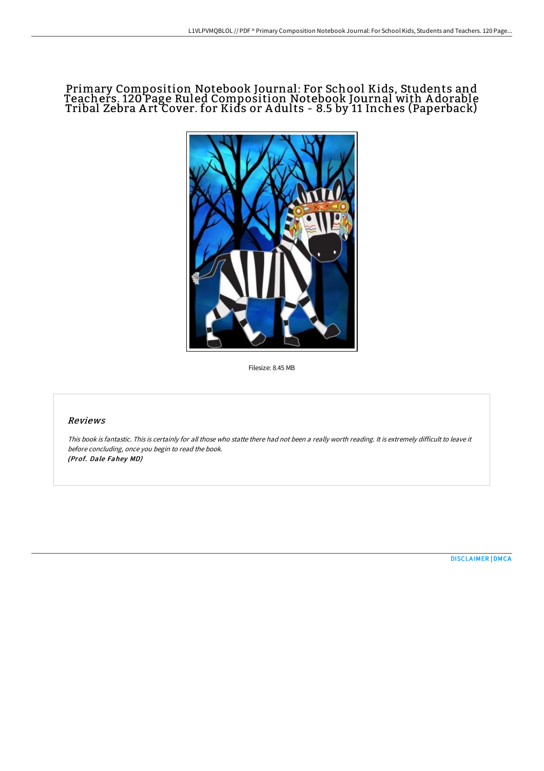# Primary Composition Notebook Journal: For School Kids, Students and Teachers. 120 Page Ruled Composition Notebook Journal with Adorable Tribal Zebra Art Cover. for Kids or Adults - 8.5 by 11 Inches (Paperback)

Filesize: 8.45 MB

## Reviews

*This book is fantastic. This is certainly for all those who statte there had not been a really worth reading. It is extremely difficult to leave it before concluding, once you begin to read the book.*
***(Prof. Dale Fahey MD)***

DISCLAIMER | DMCA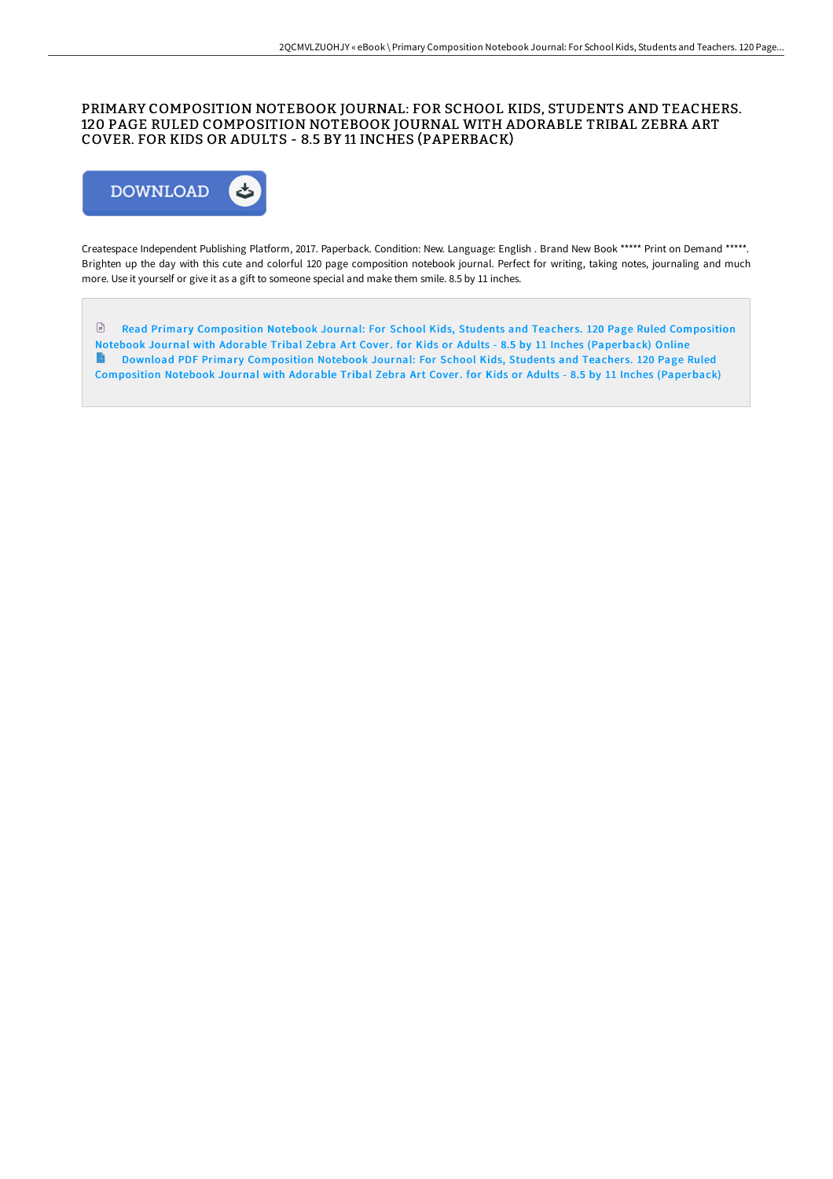# PRIMARY COMPOSITION NOTEBOOK JOURNAL: FOR SCHOOL KIDS, STUDENTS AND TEACHERS. 120 PAGE RULED COMPOSITION NOTEBOOK JOURNAL WITH ADORABLE TRIBAL ZEBRA ART COVER. FOR KIDS OR ADULTS - 8.5 BY 11 INCHES (PAPERBACK)

DOWNLOAD

Createspace Independent Publishing Platform, 2017. Paperback. Condition: New. Language: English . Brand New Book ***** Print on Demand *****. Brighten up the day with this cute and colorful 120 page composition notebook journal. Perfect for writing, taking notes, journaling and much more. Use it yourself or give it as a gift to someone special and make them smile. 8.5 by 11 inches.

Read Primary Composition Notebook Journal: For School Kids, Students and Teachers. 120 Page Ruled Composition Notebook Journal with Adorable Tribal Zebra Art Cover. for Kids or Adults - 8.5 by 11 Inches (Paperback) Online

Download PDF Primary Composition Notebook Journal: For School Kids, Students and Teachers. 120 Page Ruled Composition Notebook Journal with Adorable Tribal Zebra Art Cover. for Kids or Adults - 8.5 by 11 Inches (Paperback)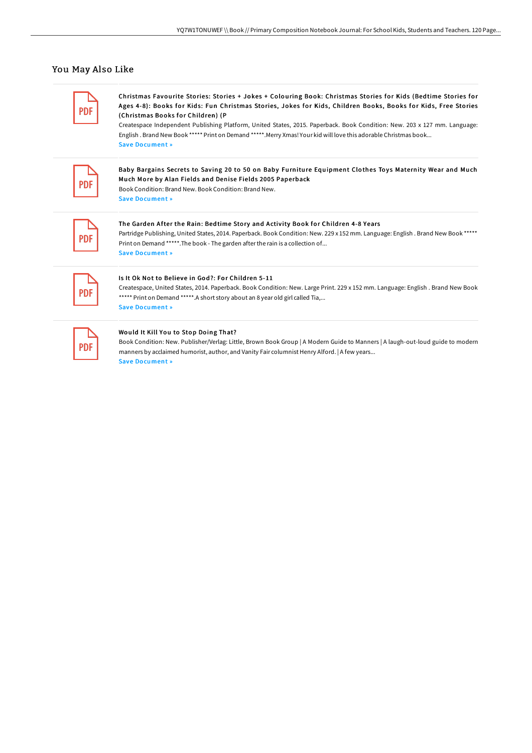## You May Also Like

PDF

**Christmas Favourite Stories: Stories + Jokes + Colouring Book: Christmas Stories for Kids (Bedtime Stories for Ages 4-8): Books for Kids: Fun Christmas Stories, Jokes for Kids, Children Books, Books for Kids, Free Stories (Christmas Books for Children) (P**

Createspace Independent Publishing Platform, United States, 2015. Paperback. Book Condition: New. 203 x 127 mm. Language: English . Brand New Book ***** Print on Demand *****.Merry Xmas! Your kid will love this adorable Christmas book...

Save Document »

PDF

**Baby Bargains Secrets to Saving 20 to 50 on Baby Furniture Equipment Clothes Toys Maternity Wear and Much Much More by Alan Fields and Denise Fields 2005 Paperback**

Book Condition: Brand New. Book Condition: Brand New.

Save Document »

PDF

**The Garden After the Rain: Bedtime Story and Activity Book for Children 4-8 Years**

Partridge Publishing, United States, 2014. Paperback. Book Condition: New. 229 x 152 mm. Language: English . Brand New Book ***** Print on Demand *****.The book - The garden after the rain is a collection of...

Save Document »

PDF

**Is It Ok Not to Believe in God?: For Children 5-11**

Createspace, United States, 2014. Paperback. Book Condition: New. Large Print. 229 x 152 mm. Language: English . Brand New Book ***** Print on Demand *****.A short story about an 8 year old girl called Tia,...

Save Document »

PDF

**Would It Kill You to Stop Doing That?**

Book Condition: New. Publisher/Verlag: Little, Brown Book Group | A Modern Guide to Manners | A laugh-out-loud guide to modern manners by acclaimed humorist, author, and Vanity Fair columnist Henry Alford. | A few years...

Save Document »